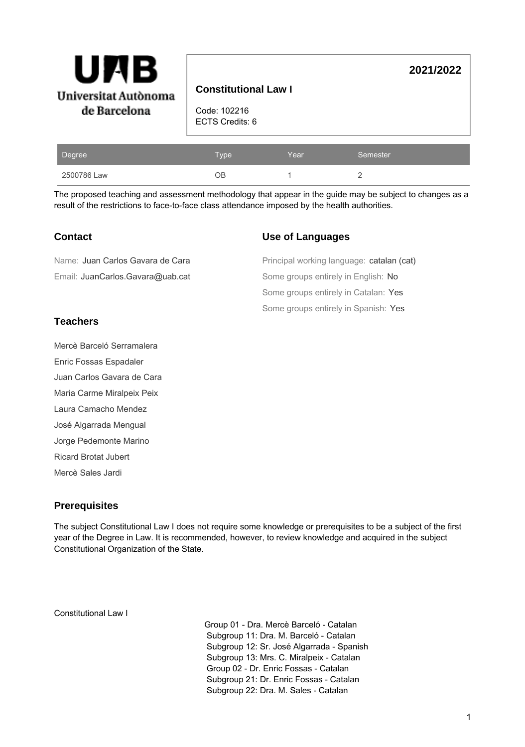UAB Universitat Autònoma de Barcelona

# Constitutional Law I

**2021/2022**

Code: 102216
ECTS Credits: 6

| Degree | Type | Year | Semester |
| --- | --- | --- | --- |
| 2500786 Law | OB | 1 | 2 |

The proposed teaching and assessment methodology that appear in the guide may be subject to changes as a result of the restrictions to face-to-face class attendance imposed by the health authorities.

## Contact

Name: Juan Carlos Gavara de Cara

Email: JuanCarlos.Gavara@uab.cat

## Use of Languages

Principal working language: catalan (cat)

Some groups entirely in English: No

Some groups entirely in Catalan: Yes

Some groups entirely in Spanish: Yes

## Teachers

Mercè Barceló Serramalera

Enric Fossas Espadaler

Juan Carlos Gavara de Cara

Maria Carme Miralpeix Peix

Laura Camacho Mendez

José Algarrada Mengual

Jorge Pedemonte Marino

Ricard Brotat Jubert

Mercè Sales Jardi

## Prerequisites

The subject Constitutional Law I does not require some knowledge or prerequisites to be a subject of the first year of the Degree in Law. It is recommended, however, to review knowledge and acquired in the subject Constitutional Organization of the State.

Constitutional Law I

Group 01 - Dra. Mercè Barceló - Catalan
Subgroup 11: Dra. M. Barceló - Catalan
Subgroup 12: Sr. José Algarrada - Spanish
Subgroup 13: Mrs. C. Miralpeix - Catalan
Group 02 - Dr. Enric Fossas - Catalan
Subgroup 21: Dr. Enric Fossas - Catalan
Subgroup 22: Dra. M. Sales - Catalan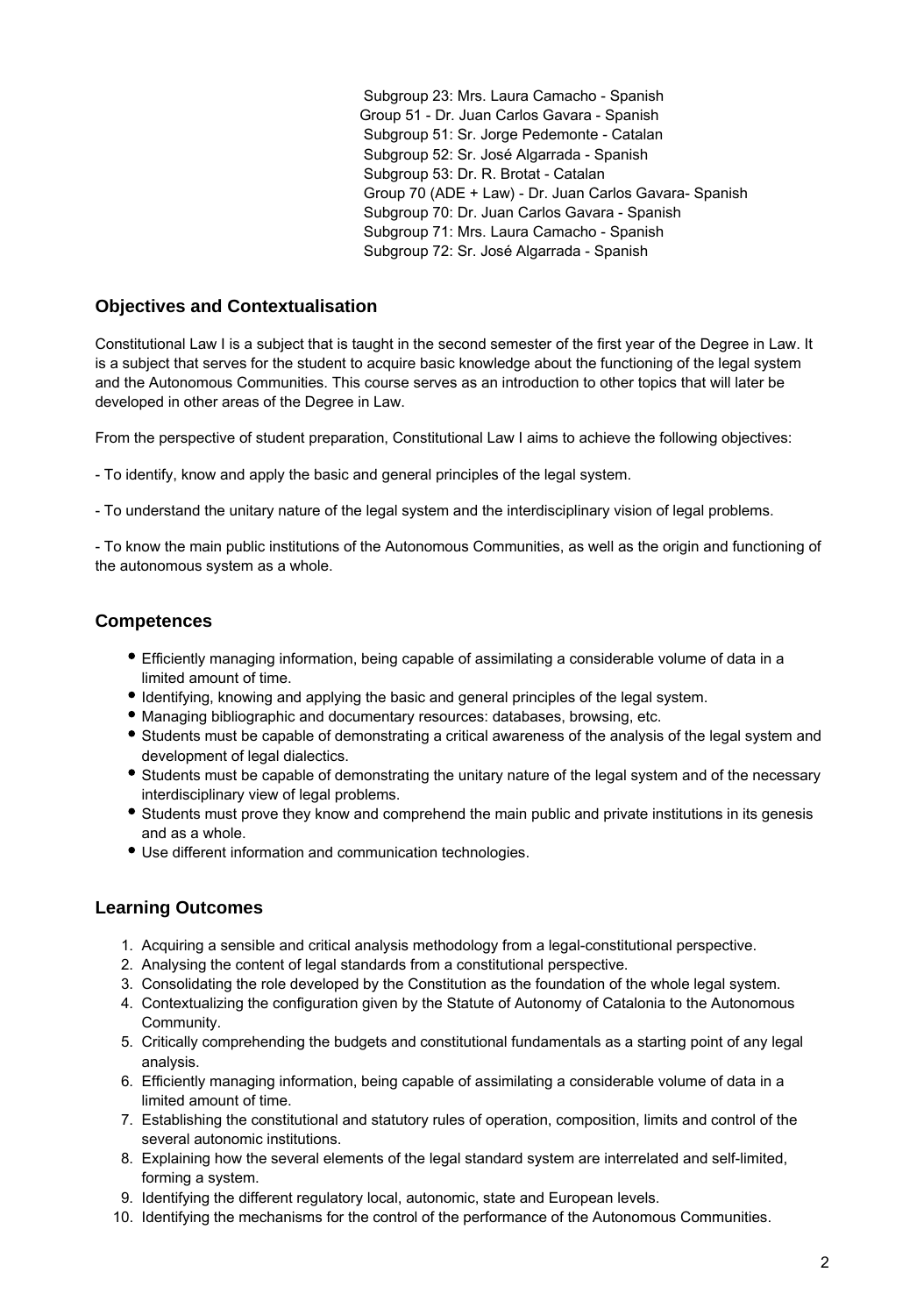Subgroup 23: Mrs. Laura Camacho - Spanish
Group 51 - Dr. Juan Carlos Gavara - Spanish
Subgroup 51: Sr. Jorge Pedemonte - Catalan
Subgroup 52: Sr. José Algarrada - Spanish
Subgroup 53: Dr. R. Brotat - Catalan
Group 70 (ADE + Law) - Dr. Juan Carlos Gavara- Spanish
Subgroup 70: Dr. Juan Carlos Gavara - Spanish
Subgroup 71: Mrs. Laura Camacho - Spanish
Subgroup 72: Sr. José Algarrada - Spanish

## Objectives and Contextualisation

Constitutional Law I is a subject that is taught in the second semester of the first year of the Degree in Law. It is a subject that serves for the student to acquire basic knowledge about the functioning of the legal system and the Autonomous Communities. This course serves as an introduction to other topics that will later be developed in other areas of the Degree in Law.

From the perspective of student preparation, Constitutional Law I aims to achieve the following objectives:

- To identify, know and apply the basic and general principles of the legal system.

- To understand the unitary nature of the legal system and the interdisciplinary vision of legal problems.

- To know the main public institutions of the Autonomous Communities, as well as the origin and functioning of the autonomous system as a whole.

## Competences

- Efficiently managing information, being capable of assimilating a considerable volume of data in a limited amount of time.
- Identifying, knowing and applying the basic and general principles of the legal system.
- Managing bibliographic and documentary resources: databases, browsing, etc.
- Students must be capable of demonstrating a critical awareness of the analysis of the legal system and development of legal dialectics.
- Students must be capable of demonstrating the unitary nature of the legal system and of the necessary interdisciplinary view of legal problems.
- Students must prove they know and comprehend the main public and private institutions in its genesis and as a whole.
- Use different information and communication technologies.

## Learning Outcomes

1. Acquiring a sensible and critical analysis methodology from a legal-constitutional perspective.
2. Analysing the content of legal standards from a constitutional perspective.
3. Consolidating the role developed by the Constitution as the foundation of the whole legal system.
4. Contextualizing the configuration given by the Statute of Autonomy of Catalonia to the Autonomous Community.
5. Critically comprehending the budgets and constitutional fundamentals as a starting point of any legal analysis.
6. Efficiently managing information, being capable of assimilating a considerable volume of data in a limited amount of time.
7. Establishing the constitutional and statutory rules of operation, composition, limits and control of the several autonomic institutions.
8. Explaining how the several elements of the legal standard system are interrelated and self-limited, forming a system.
9. Identifying the different regulatory local, autonomic, state and European levels.
10. Identifying the mechanisms for the control of the performance of the Autonomous Communities.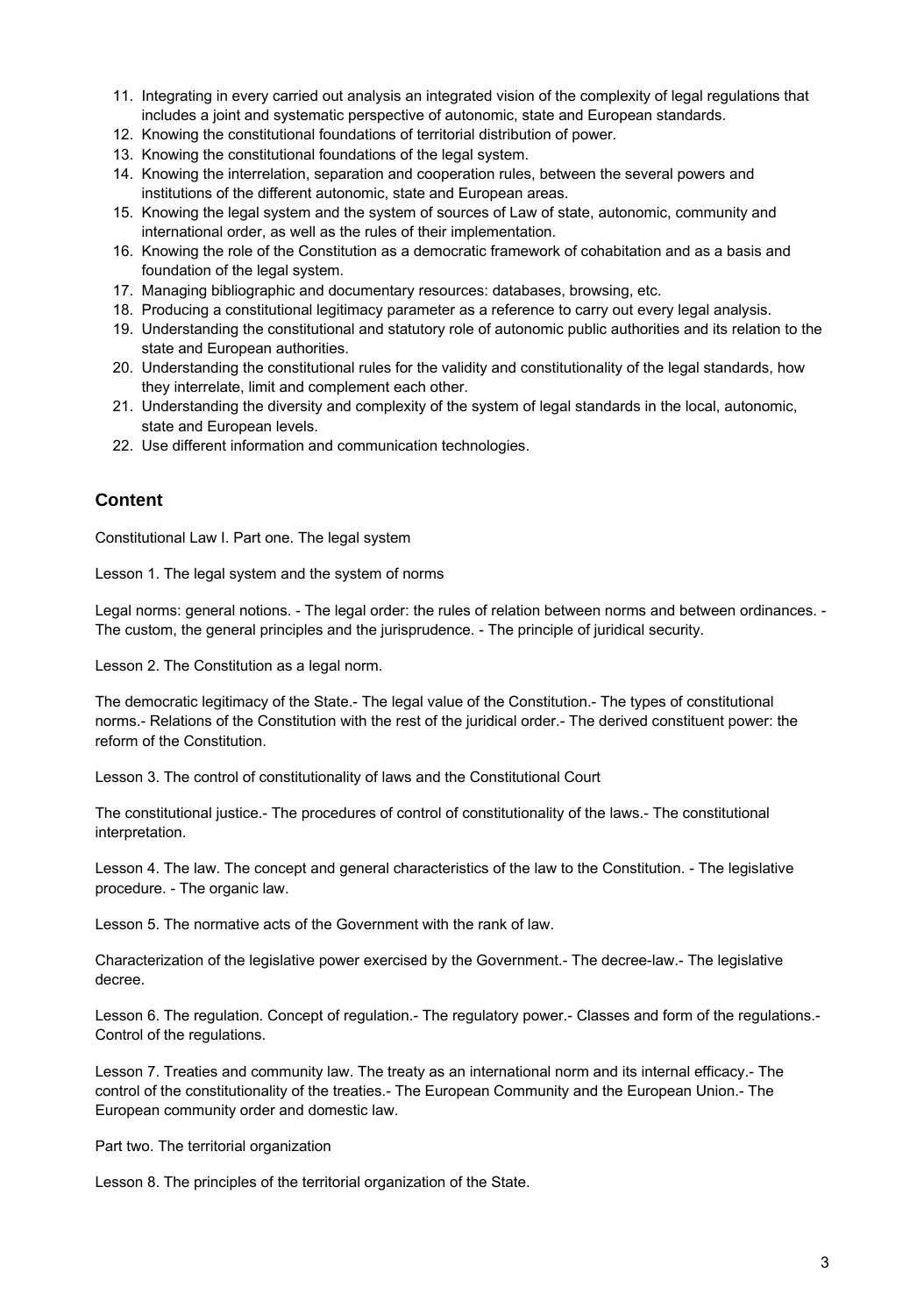11. Integrating in every carried out analysis an integrated vision of the complexity of legal regulations that includes a joint and systematic perspective of autonomic, state and European standards.
12. Knowing the constitutional foundations of territorial distribution of power.
13. Knowing the constitutional foundations of the legal system.
14. Knowing the interrelation, separation and cooperation rules, between the several powers and institutions of the different autonomic, state and European areas.
15. Knowing the legal system and the system of sources of Law of state, autonomic, community and international order, as well as the rules of their implementation.
16. Knowing the role of the Constitution as a democratic framework of cohabitation and as a basis and foundation of the legal system.
17. Managing bibliographic and documentary resources: databases, browsing, etc.
18. Producing a constitutional legitimacy parameter as a reference to carry out every legal analysis.
19. Understanding the constitutional and statutory role of autonomic public authorities and its relation to the state and European authorities.
20. Understanding the constitutional rules for the validity and constitutionality of the legal standards, how they interrelate, limit and complement each other.
21. Understanding the diversity and complexity of the system of legal standards in the local, autonomic, state and European levels.
22. Use different information and communication technologies.

## Content

Constitutional Law I. Part one. The legal system

Lesson 1. The legal system and the system of norms

Legal norms: general notions. - The legal order: the rules of relation between norms and between ordinances. - The custom, the general principles and the jurisprudence. - The principle of juridical security.

Lesson 2. The Constitution as a legal norm.

The democratic legitimacy of the State.- The legal value of the Constitution.- The types of constitutional norms.- Relations of the Constitution with the rest of the juridical order.- The derived constituent power: the reform of the Constitution.

Lesson 3. The control of constitutionality of laws and the Constitutional Court

The constitutional justice.- The procedures of control of constitutionality of the laws.- The constitutional interpretation.

Lesson 4. The law. The concept and general characteristics of the law to the Constitution. - The legislative procedure. - The organic law.

Lesson 5. The normative acts of the Government with the rank of law.

Characterization of the legislative power exercised by the Government.- The decree-law.- The legislative decree.

Lesson 6. The regulation. Concept of regulation.- The regulatory power.- Classes and form of the regulations.- Control of the regulations.

Lesson 7. Treaties and community law. The treaty as an international norm and its internal efficacy.- The control of the constitutionality of the treaties.- The European Community and the European Union.- The European community order and domestic law.

Part two. The territorial organization

Lesson 8. The principles of the territorial organization of the State.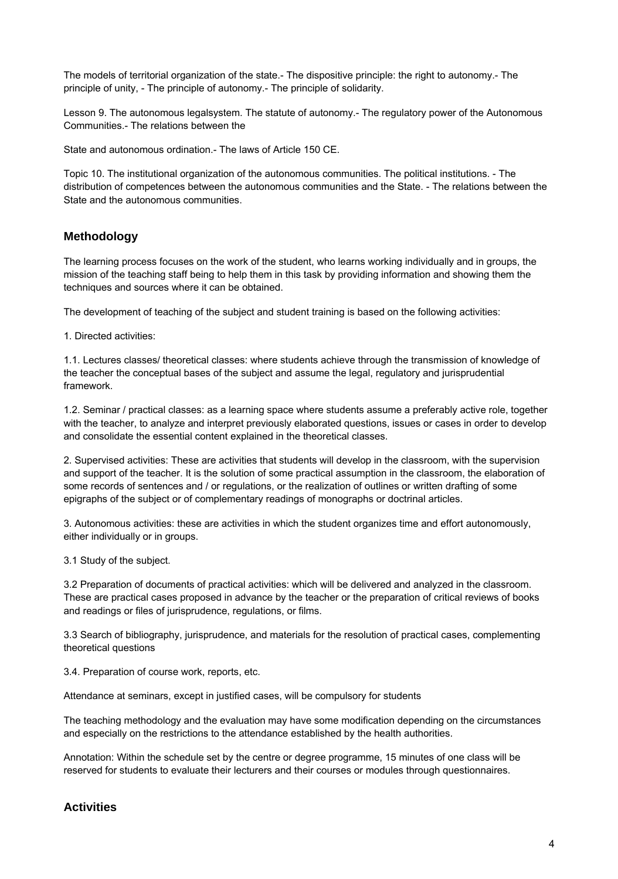The models of territorial organization of the state.- The dispositive principle: the right to autonomy.- The principle of unity, - The principle of autonomy.- The principle of solidarity.

Lesson 9. The autonomous legalsystem. The statute of autonomy.- The regulatory power of the Autonomous Communities.- The relations between the

State and autonomous ordination.- The laws of Article 150 CE.

Topic 10. The institutional organization of the autonomous communities. The political institutions. - The distribution of competences between the autonomous communities and the State. - The relations between the State and the autonomous communities.

## Methodology

The learning process focuses on the work of the student, who learns working individually and in groups, the mission of the teaching staff being to help them in this task by providing information and showing them the techniques and sources where it can be obtained.

The development of teaching of the subject and student training is based on the following activities:

1. Directed activities:

1.1. Lectures classes/ theoretical classes: where students achieve through the transmission of knowledge of the teacher the conceptual bases of the subject and assume the legal, regulatory and jurisprudential framework.

1.2. Seminar / practical classes: as a learning space where students assume a preferably active role, together with the teacher, to analyze and interpret previously elaborated questions, issues or cases in order to develop and consolidate the essential content explained in the theoretical classes.

2. Supervised activities: These are activities that students will develop in the classroom, with the supervision and support of the teacher. It is the solution of some practical assumption in the classroom, the elaboration of some records of sentences and / or regulations, or the realization of outlines or written drafting of some epigraphs of the subject or of complementary readings of monographs or doctrinal articles.

3. Autonomous activities: these are activities in which the student organizes time and effort autonomously, either individually or in groups.

3.1 Study of the subject.

3.2 Preparation of documents of practical activities: which will be delivered and analyzed in the classroom. These are practical cases proposed in advance by the teacher or the preparation of critical reviews of books and readings or files of jurisprudence, regulations, or films.

3.3 Search of bibliography, jurisprudence, and materials for the resolution of practical cases, complementing theoretical questions

3.4. Preparation of course work, reports, etc.

Attendance at seminars, except in justified cases, will be compulsory for students

The teaching methodology and the evaluation may have some modification depending on the circumstances and especially on the restrictions to the attendance established by the health authorities.

Annotation: Within the schedule set by the centre or degree programme, 15 minutes of one class will be reserved for students to evaluate their lecturers and their courses or modules through questionnaires.

## Activities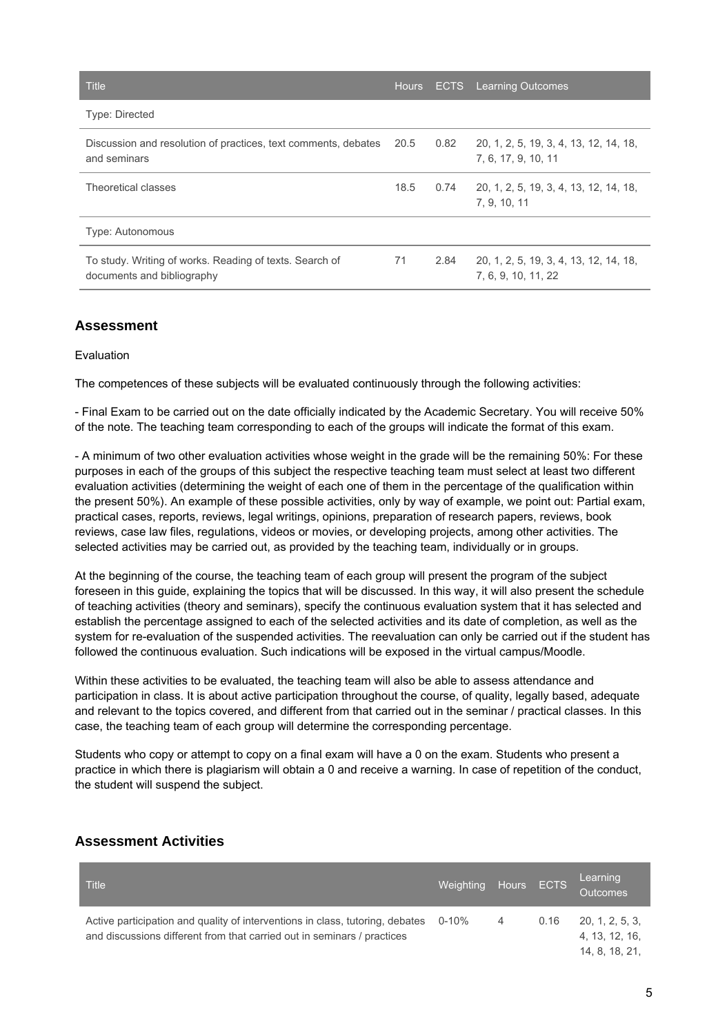| Title | Hours | ECTS | Learning Outcomes |
|---|---|---|---|
| Type: Directed | | | |
| Discussion and resolution of practices, text comments, debates and seminars | 20.5 | 0.82 | 20, 1, 2, 5, 19, 3, 4, 13, 12, 14, 18, 7, 6, 17, 9, 10, 11 |
| Theoretical classes | 18.5 | 0.74 | 20, 1, 2, 5, 19, 3, 4, 13, 12, 14, 18, 7, 9, 10, 11 |
| Type: Autonomous | | | |
| To study. Writing of works. Reading of texts. Search of documents and bibliography | 71 | 2.84 | 20, 1, 2, 5, 19, 3, 4, 13, 12, 14, 18, 7, 6, 9, 10, 11, 22 |

## Assessment

Evaluation

The competences of these subjects will be evaluated continuously through the following activities:

- Final Exam to be carried out on the date officially indicated by the Academic Secretary. You will receive 50% of the note. The teaching team corresponding to each of the groups will indicate the format of this exam.

- A minimum of two other evaluation activities whose weight in the grade will be the remaining 50%: For these purposes in each of the groups of this subject the respective teaching team must select at least two different evaluation activities (determining the weight of each one of them in the percentage of the qualification within the present 50%). An example of these possible activities, only by way of example, we point out: Partial exam, practical cases, reports, reviews, legal writings, opinions, preparation of research papers, reviews, book reviews, case law files, regulations, videos or movies, or developing projects, among other activities. The selected activities may be carried out, as provided by the teaching team, individually or in groups.

At the beginning of the course, the teaching team of each group will present the program of the subject foreseen in this guide, explaining the topics that will be discussed. In this way, it will also present the schedule of teaching activities (theory and seminars), specify the continuous evaluation system that it has selected and establish the percentage assigned to each of the selected activities and its date of completion, as well as the system for re-evaluation of the suspended activities. The reevaluation can only be carried out if the student has followed the continuous evaluation. Such indications will be exposed in the virtual campus/Moodle.

Within these activities to be evaluated, the teaching team will also be able to assess attendance and participation in class. It is about active participation throughout the course, of quality, legally based, adequate and relevant to the topics covered, and different from that carried out in the seminar / practical classes. In this case, the teaching team of each group will determine the corresponding percentage.

Students who copy or attempt to copy on a final exam will have a 0 on the exam. Students who present a practice in which there is plagiarism will obtain a 0 and receive a warning. In case of repetition of the conduct, the student will suspend the subject.

## Assessment Activities

| Title | Weighting | Hours | ECTS | Learning Outcomes |
|---|---|---|---|---|
| Active participation and quality of interventions in class, tutoring, debates and discussions different from that carried out in seminars / practices | 0-10% | 4 | 0.16 | 20, 1, 2, 5, 3, 4, 13, 12, 16, 14, 8, 18, 21, |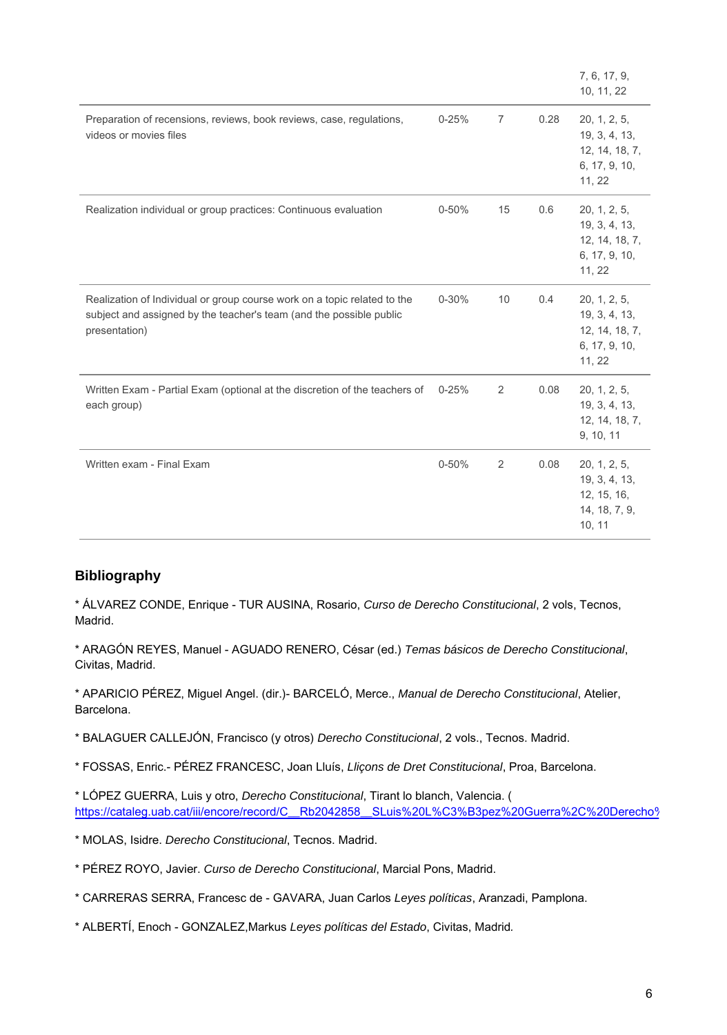| | | | | |
|---|---|---|---|---|
| | | | | 7, 6, 17, 9, 10, 11, 22 |
| Preparation of recensions, reviews, book reviews, case, regulations, videos or movies files | 0-25% | 7 | 0.28 | 20, 1, 2, 5, 19, 3, 4, 13, 12, 14, 18, 7, 6, 17, 9, 10, 11, 22 |
| Realization individual or group practices: Continuous evaluation | 0-50% | 15 | 0.6 | 20, 1, 2, 5, 19, 3, 4, 13, 12, 14, 18, 7, 6, 17, 9, 10, 11, 22 |
| Realization of Individual or group course work on a topic related to the subject and assigned by the teacher's team (and the possible public presentation) | 0-30% | 10 | 0.4 | 20, 1, 2, 5, 19, 3, 4, 13, 12, 14, 18, 7, 6, 17, 9, 10, 11, 22 |
| Written Exam - Partial Exam (optional at the discretion of the teachers of each group) | 0-25% | 2 | 0.08 | 20, 1, 2, 5, 19, 3, 4, 13, 12, 14, 18, 7, 9, 10, 11 |
| Written exam - Final Exam | 0-50% | 2 | 0.08 | 20, 1, 2, 5, 19, 3, 4, 13, 12, 15, 16, 14, 18, 7, 9, 10, 11 |

## Bibliography

* ÁLVAREZ CONDE, Enrique - TUR AUSINA, Rosario, *Curso de Derecho Constitucional*, 2 vols, Tecnos, Madrid.

* ARAGÓN REYES, Manuel - AGUADO RENERO, César (ed.) *Temas básicos de Derecho Constitucional*, Civitas, Madrid.

* APARICIO PÉREZ, Miguel Angel. (dir.)- BARCELÓ, Merce., *Manual de Derecho Constitucional*, Atelier, Barcelona.

* BALAGUER CALLEJÓN, Francisco (y otros) *Derecho Constitucional*, 2 vols., Tecnos. Madrid.

* FOSSAS, Enric.- PÉREZ FRANCESC, Joan Lluís, *Lliçons de Dret Constitucional*, Proa, Barcelona.

* LÓPEZ GUERRA, Luis y otro, *Derecho Constitucional*, Tirant lo blanch, Valencia. ( https://cataleg.uab.cat/iii/encore/record/C__Rb2042858__SLuis%20L%C3%B3pez%20Guerra%2C%20Derecho%

* MOLAS, Isidre. *Derecho Constitucional*, Tecnos. Madrid.

* PÉREZ ROYO, Javier. *Curso de Derecho Constitucional*, Marcial Pons, Madrid.

* CARRERAS SERRA, Francesc de - GAVARA, Juan Carlos *Leyes políticas*, Aranzadi, Pamplona.

* ALBERTÍ, Enoch - GONZALEZ,Markus *Leyes políticas del Estado*, Civitas, Madrid.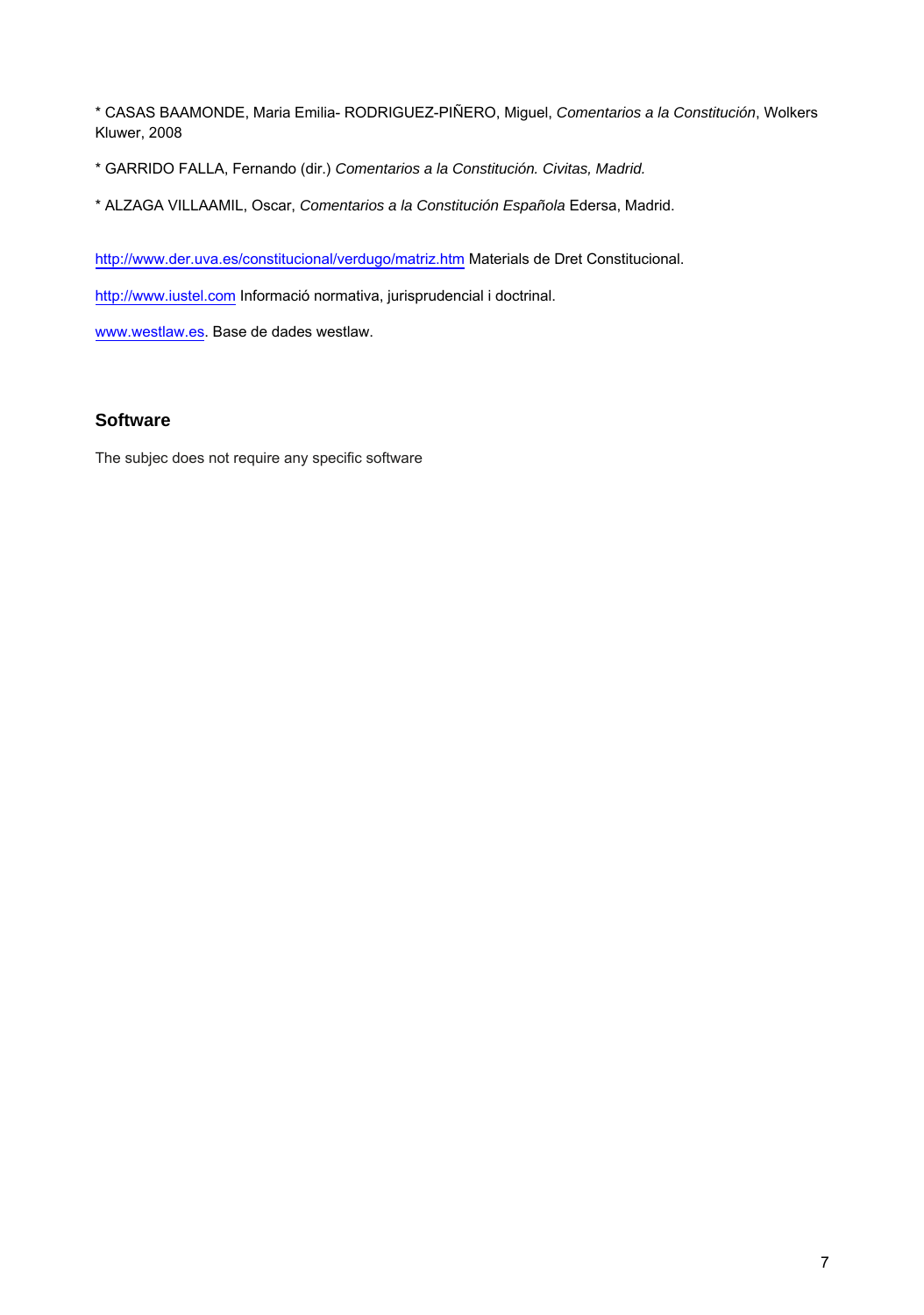* CASAS BAAMONDE, Maria Emilia- RODRIGUEZ-PIÑERO, Miguel, *Comentarios a la Constitución*, Wolkers Kluwer, 2008

* GARRIDO FALLA, Fernando (dir.) *Comentarios a la Constitución. Civitas, Madrid.*

* ALZAGA VILLAAMIL, Oscar, *Comentarios a la Constitución Española* Edersa, Madrid.

http://www.der.uva.es/constitucional/verdugo/matriz.htm Materials de Dret Constitucional.

http://www.iustel.com Informació normativa, jurisprudencial i doctrinal.

www.westlaw.es. Base de dades westlaw.

### Software

The subjec does not require any specific software